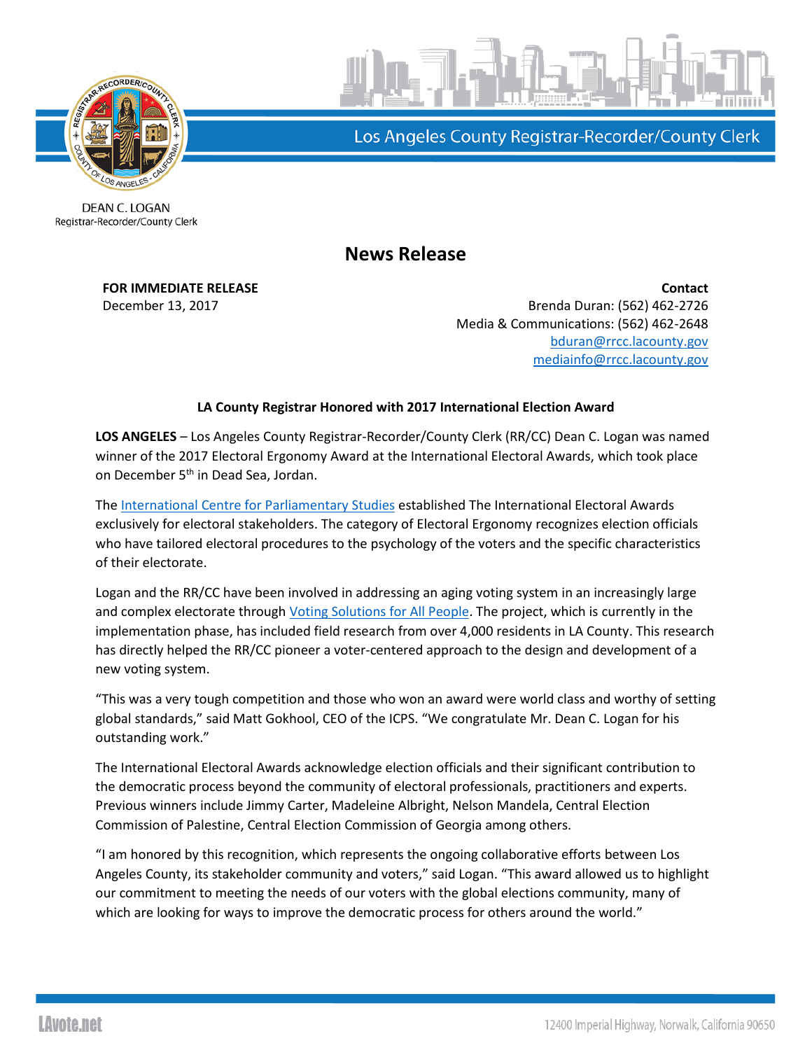Los Angeles County Registrar-Recorder/County Clerk

DEAN C. LOGAN
Registrar-Recorder/County Clerk

# News Release

**FOR IMMEDIATE RELEASE**
December 13, 2017

**Contact**
Brenda Duran: (562) 462-2726
Media & Communications: (562) 462-2648
bduran@rrcc.lacounty.gov
mediainfo@rrcc.lacounty.gov

**LA County Registrar Honored with 2017 International Election Award**

**LOS ANGELES** – Los Angeles County Registrar-Recorder/County Clerk (RR/CC) Dean C. Logan was named winner of the 2017 Electoral Ergonomy Award at the International Electoral Awards, which took place on December 5th in Dead Sea, Jordan.

The International Centre for Parliamentary Studies established The International Electoral Awards exclusively for electoral stakeholders. The category of Electoral Ergonomy recognizes election officials who have tailored electoral procedures to the psychology of the voters and the specific characteristics of their electorate.

Logan and the RR/CC have been involved in addressing an aging voting system in an increasingly large and complex electorate through Voting Solutions for All People. The project, which is currently in the implementation phase, has included field research from over 4,000 residents in LA County. This research has directly helped the RR/CC pioneer a voter-centered approach to the design and development of a new voting system.

"This was a very tough competition and those who won an award were world class and worthy of setting global standards," said Matt Gokhool, CEO of the ICPS. "We congratulate Mr. Dean C. Logan for his outstanding work."

The International Electoral Awards acknowledge election officials and their significant contribution to the democratic process beyond the community of electoral professionals, practitioners and experts. Previous winners include Jimmy Carter, Madeleine Albright, Nelson Mandela, Central Election Commission of Palestine, Central Election Commission of Georgia among others.

"I am honored by this recognition, which represents the ongoing collaborative efforts between Los Angeles County, its stakeholder community and voters," said Logan. "This award allowed us to highlight our commitment to meeting the needs of our voters with the global elections community, many of which are looking for ways to improve the democratic process for others around the world."

LAvote.net

12400 Imperial Highway, Norwalk, California 90650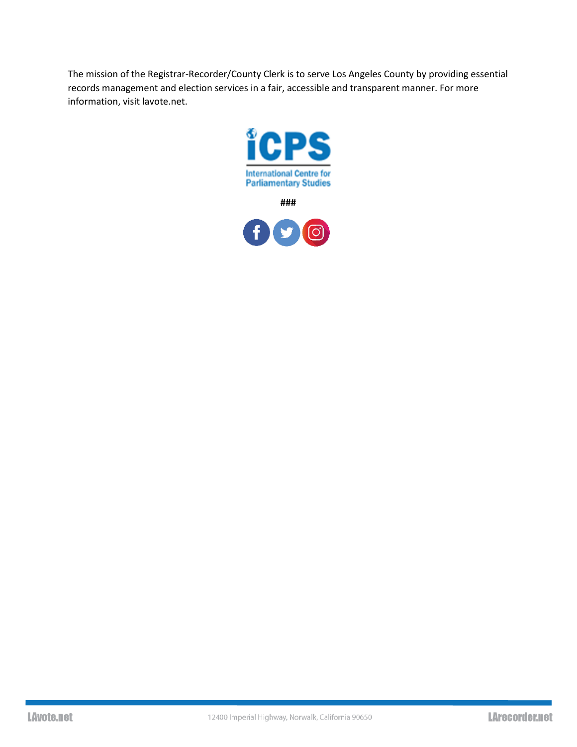The mission of the Registrar-Recorder/County Clerk is to serve Los Angeles County by providing essential records management and election services in a fair, accessible and transparent manner. For more information, visit lavote.net.

iCPS

International Centre for Parliamentary Studies

###